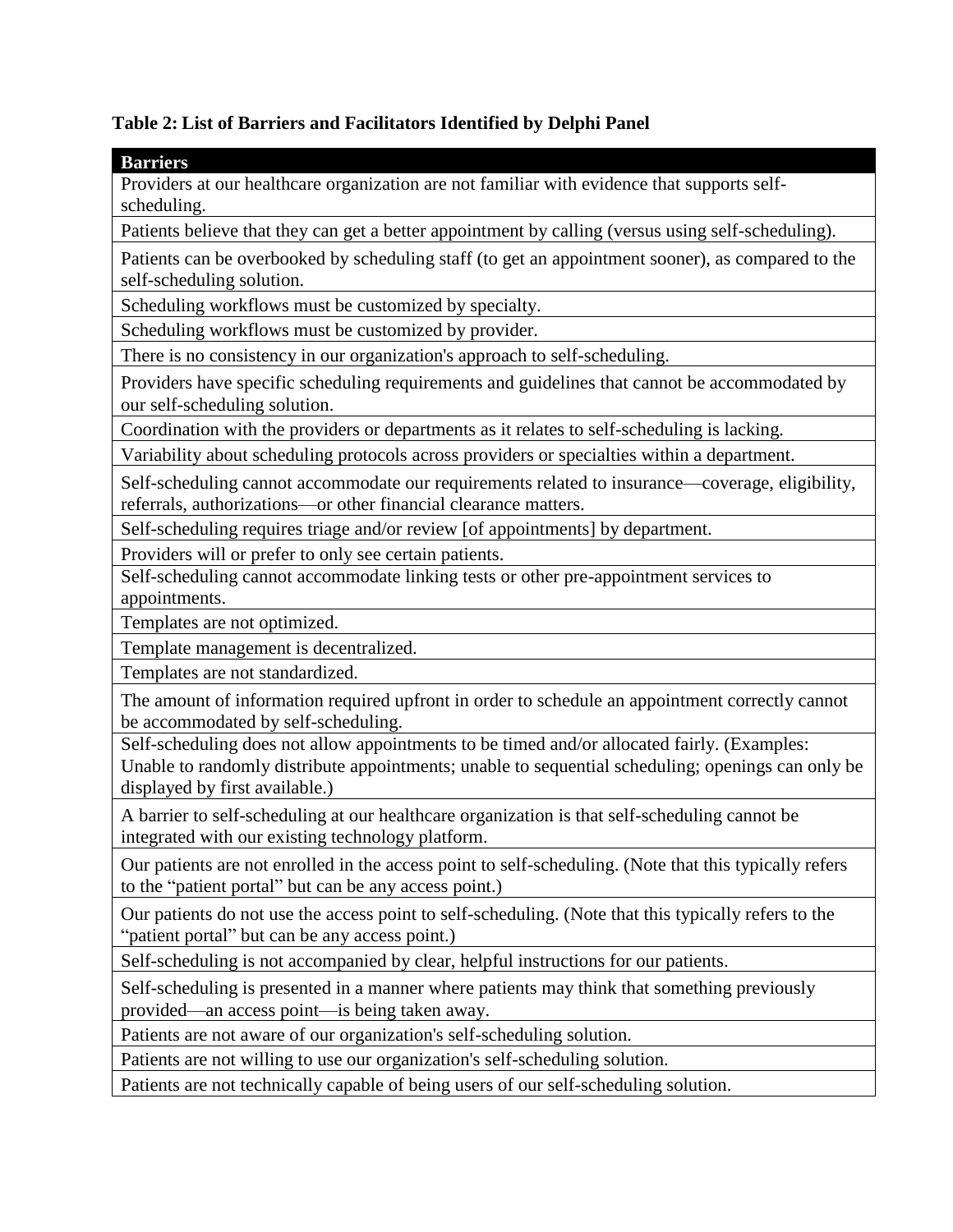**Table 2: List of Barriers and Facilitators Identified by Delphi Panel**

| **Barriers** |
|---|
| Providers at our healthcare organization are not familiar with evidence that supports self-scheduling. |
| Patients believe that they can get a better appointment by calling (versus using self-scheduling). |
| Patients can be overbooked by scheduling staff (to get an appointment sooner), as compared to the self-scheduling solution. |
| Scheduling workflows must be customized by specialty. |
| Scheduling workflows must be customized by provider. |
| There is no consistency in our organization's approach to self-scheduling. |
| Providers have specific scheduling requirements and guidelines that cannot be accommodated by our self-scheduling solution. |
| Coordination with the providers or departments as it relates to self-scheduling is lacking. |
| Variability about scheduling protocols across providers or specialties within a department. |
| Self-scheduling cannot accommodate our requirements related to insurance—coverage, eligibility, referrals, authorizations—or other financial clearance matters. |
| Self-scheduling requires triage and/or review [of appointments] by department. |
| Providers will or prefer to only see certain patients. |
| Self-scheduling cannot accommodate linking tests or other pre-appointment services to appointments. |
| Templates are not optimized. |
| Template management is decentralized. |
| Templates are not standardized. |
| The amount of information required upfront in order to schedule an appointment correctly cannot be accommodated by self-scheduling. |
| Self-scheduling does not allow appointments to be timed and/or allocated fairly. (Examples: Unable to randomly distribute appointments; unable to sequential scheduling; openings can only be displayed by first available.) |
| A barrier to self-scheduling at our healthcare organization is that self-scheduling cannot be integrated with our existing technology platform. |
| Our patients are not enrolled in the access point to self-scheduling. (Note that this typically refers to the "patient portal" but can be any access point.) |
| Our patients do not use the access point to self-scheduling. (Note that this typically refers to the "patient portal" but can be any access point.) |
| Self-scheduling is not accompanied by clear, helpful instructions for our patients. |
| Self-scheduling is presented in a manner where patients may think that something previously provided—an access point—is being taken away. |
| Patients are not aware of our organization's self-scheduling solution. |
| Patients are not willing to use our organization's self-scheduling solution. |
| Patients are not technically capable of being users of our self-scheduling solution. |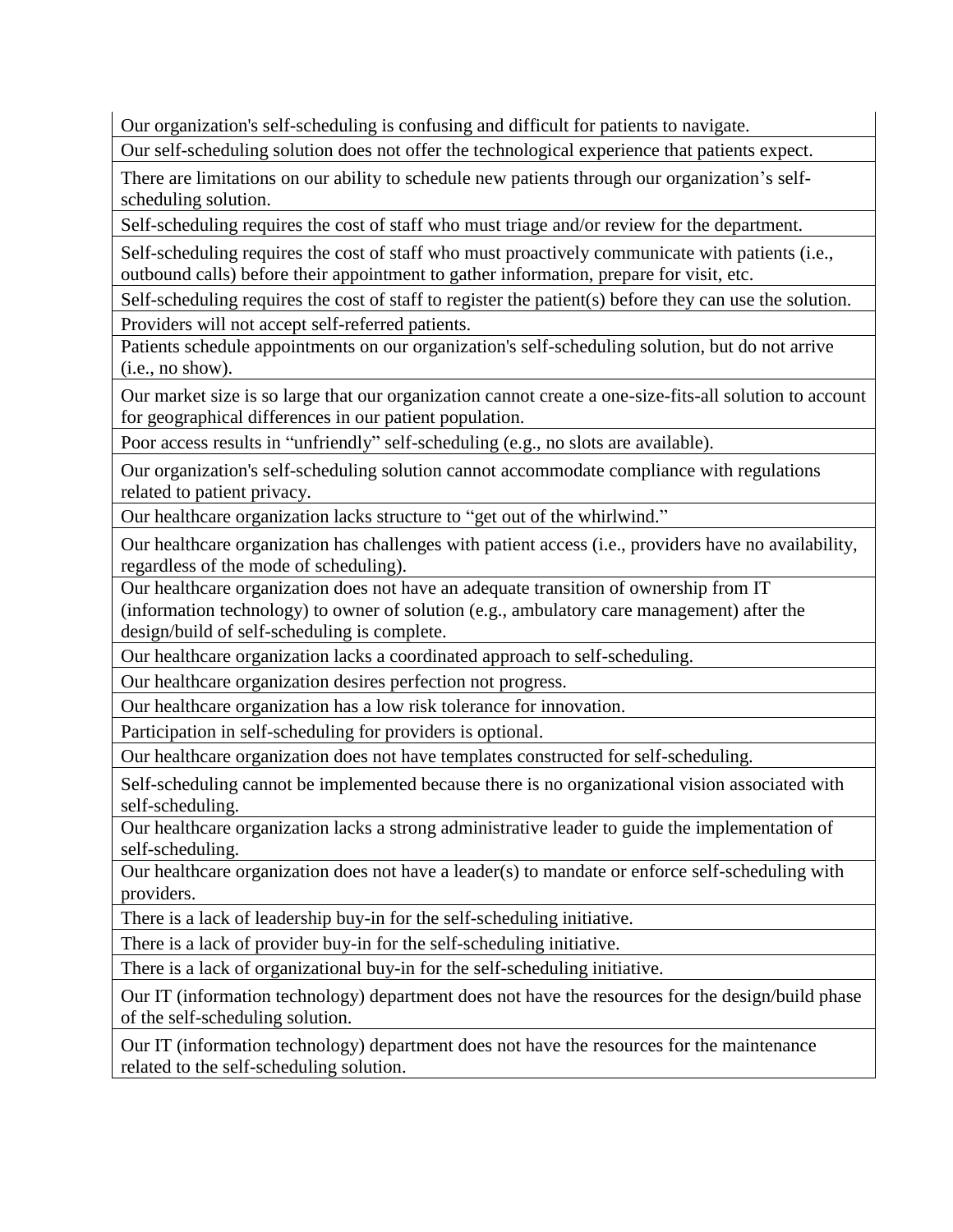| Our organization's self-scheduling is confusing and difficult for patients to navigate. |
| --- |
| Our self-scheduling solution does not offer the technological experience that patients expect. |
| There are limitations on our ability to schedule new patients through our organization's self-scheduling solution. |
| Self-scheduling requires the cost of staff who must triage and/or review for the department. |
| Self-scheduling requires the cost of staff who must proactively communicate with patients (i.e., outbound calls) before their appointment to gather information, prepare for visit, etc. |
| Self-scheduling requires the cost of staff to register the patient(s) before they can use the solution. |
| Providers will not accept self-referred patients. |
| Patients schedule appointments on our organization's self-scheduling solution, but do not arrive (i.e., no show). |
| Our market size is so large that our organization cannot create a one-size-fits-all solution to account for geographical differences in our patient population. |
| Poor access results in "unfriendly" self-scheduling (e.g., no slots are available). |
| Our organization's self-scheduling solution cannot accommodate compliance with regulations related to patient privacy. |
| Our healthcare organization lacks structure to "get out of the whirlwind." |
| Our healthcare organization has challenges with patient access (i.e., providers have no availability, regardless of the mode of scheduling). |
| Our healthcare organization does not have an adequate transition of ownership from IT (information technology) to owner of solution (e.g., ambulatory care management) after the design/build of self-scheduling is complete. |
| Our healthcare organization lacks a coordinated approach to self-scheduling. |
| Our healthcare organization desires perfection not progress. |
| Our healthcare organization has a low risk tolerance for innovation. |
| Participation in self-scheduling for providers is optional. |
| Our healthcare organization does not have templates constructed for self-scheduling. |
| Self-scheduling cannot be implemented because there is no organizational vision associated with self-scheduling. |
| Our healthcare organization lacks a strong administrative leader to guide the implementation of self-scheduling. |
| Our healthcare organization does not have a leader(s) to mandate or enforce self-scheduling with providers. |
| There is a lack of leadership buy-in for the self-scheduling initiative. |
| There is a lack of provider buy-in for the self-scheduling initiative. |
| There is a lack of organizational buy-in for the self-scheduling initiative. |
| Our IT (information technology) department does not have the resources for the design/build phase of the self-scheduling solution. |
| Our IT (information technology) department does not have the resources for the maintenance related to the self-scheduling solution. |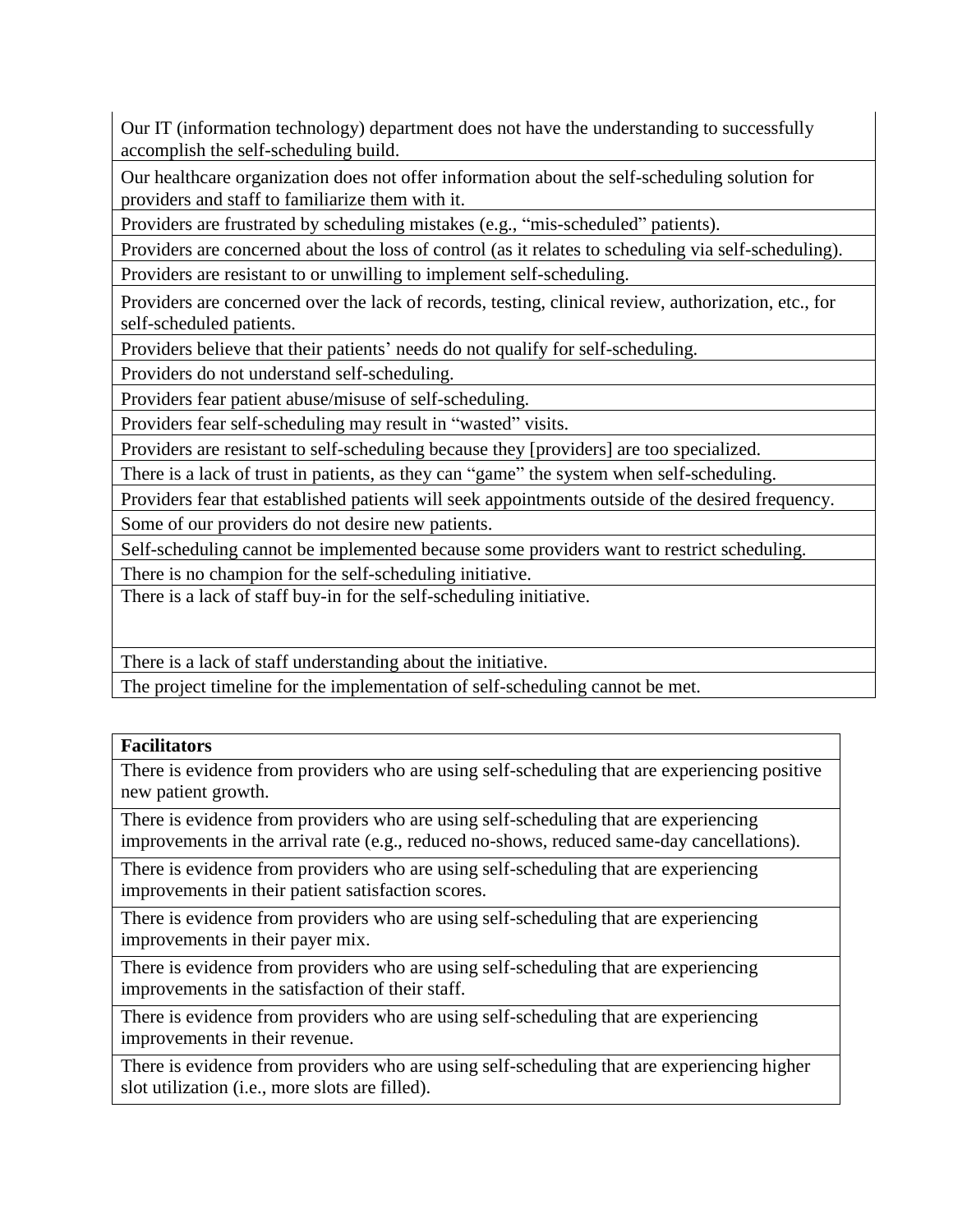| |
|---|
| Our IT (information technology) department does not have the understanding to successfully accomplish the self-scheduling build. |
| Our healthcare organization does not offer information about the self-scheduling solution for providers and staff to familiarize them with it. |
| Providers are frustrated by scheduling mistakes (e.g., “mis-scheduled” patients). |
| Providers are concerned about the loss of control (as it relates to scheduling via self-scheduling). |
| Providers are resistant to or unwilling to implement self-scheduling. |
| Providers are concerned over the lack of records, testing, clinical review, authorization, etc., for self-scheduled patients. |
| Providers believe that their patients’ needs do not qualify for self-scheduling. |
| Providers do not understand self-scheduling. |
| Providers fear patient abuse/misuse of self-scheduling. |
| Providers fear self-scheduling may result in “wasted” visits. |
| Providers are resistant to self-scheduling because they [providers] are too specialized. |
| There is a lack of trust in patients, as they can “game” the system when self-scheduling. |
| Providers fear that established patients will seek appointments outside of the desired frequency. |
| Some of our providers do not desire new patients. |
| Self-scheduling cannot be implemented because some providers want to restrict scheduling. |
| There is no champion for the self-scheduling initiative. |
| There is a lack of staff buy-in for the self-scheduling initiative. |
| There is a lack of staff understanding about the initiative. |
| The project timeline for the implementation of self-scheduling cannot be met. |

| **Facilitators** |
|---|
| There is evidence from providers who are using self-scheduling that are experiencing positive new patient growth. |
| There is evidence from providers who are using self-scheduling that are experiencing improvements in the arrival rate (e.g., reduced no-shows, reduced same-day cancellations). |
| There is evidence from providers who are using self-scheduling that are experiencing improvements in their patient satisfaction scores. |
| There is evidence from providers who are using self-scheduling that are experiencing improvements in their payer mix. |
| There is evidence from providers who are using self-scheduling that are experiencing improvements in the satisfaction of their staff. |
| There is evidence from providers who are using self-scheduling that are experiencing improvements in their revenue. |
| There is evidence from providers who are using self-scheduling that are experiencing higher slot utilization (i.e., more slots are filled). |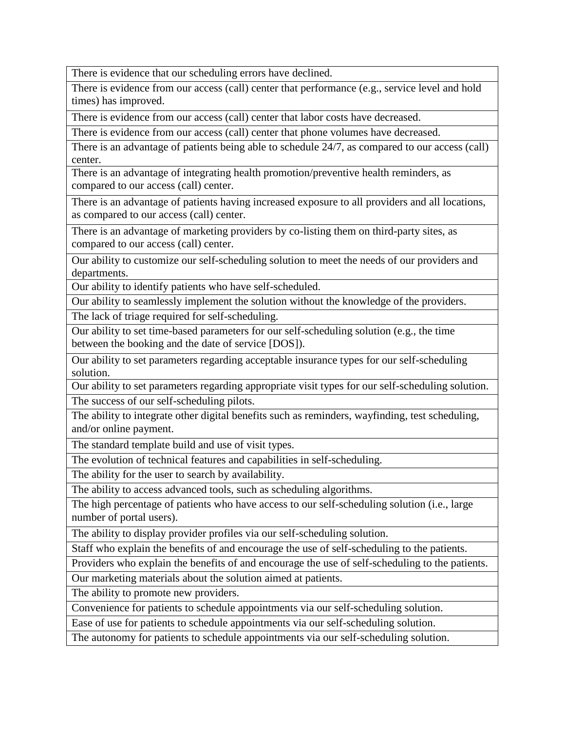| |
|---|
| There is evidence that our scheduling errors have declined. |
| There is evidence from our access (call) center that performance (e.g., service level and hold times) has improved. |
| There is evidence from our access (call) center that labor costs have decreased. |
| There is evidence from our access (call) center that phone volumes have decreased. |
| There is an advantage of patients being able to schedule 24/7, as compared to our access (call) center. |
| There is an advantage of integrating health promotion/preventive health reminders, as compared to our access (call) center. |
| There is an advantage of patients having increased exposure to all providers and all locations, as compared to our access (call) center. |
| There is an advantage of marketing providers by co-listing them on third-party sites, as compared to our access (call) center. |
| Our ability to customize our self-scheduling solution to meet the needs of our providers and departments. |
| Our ability to identify patients who have self-scheduled. |
| Our ability to seamlessly implement the solution without the knowledge of the providers. |
| The lack of triage required for self-scheduling. |
| Our ability to set time-based parameters for our self-scheduling solution (e.g., the time between the booking and the date of service [DOS]). |
| Our ability to set parameters regarding acceptable insurance types for our self-scheduling solution. |
| Our ability to set parameters regarding appropriate visit types for our self-scheduling solution. |
| The success of our self-scheduling pilots. |
| The ability to integrate other digital benefits such as reminders, wayfinding, test scheduling, and/or online payment. |
| The standard template build and use of visit types. |
| The evolution of technical features and capabilities in self-scheduling. |
| The ability for the user to search by availability. |
| The ability to access advanced tools, such as scheduling algorithms. |
| The high percentage of patients who have access to our self-scheduling solution (i.e., large number of portal users). |
| The ability to display provider profiles via our self-scheduling solution. |
| Staff who explain the benefits of and encourage the use of self-scheduling to the patients. |
| Providers who explain the benefits of and encourage the use of self-scheduling to the patients. |
| Our marketing materials about the solution aimed at patients. |
| The ability to promote new providers. |
| Convenience for patients to schedule appointments via our self-scheduling solution. |
| Ease of use for patients to schedule appointments via our self-scheduling solution. |
| The autonomy for patients to schedule appointments via our self-scheduling solution. |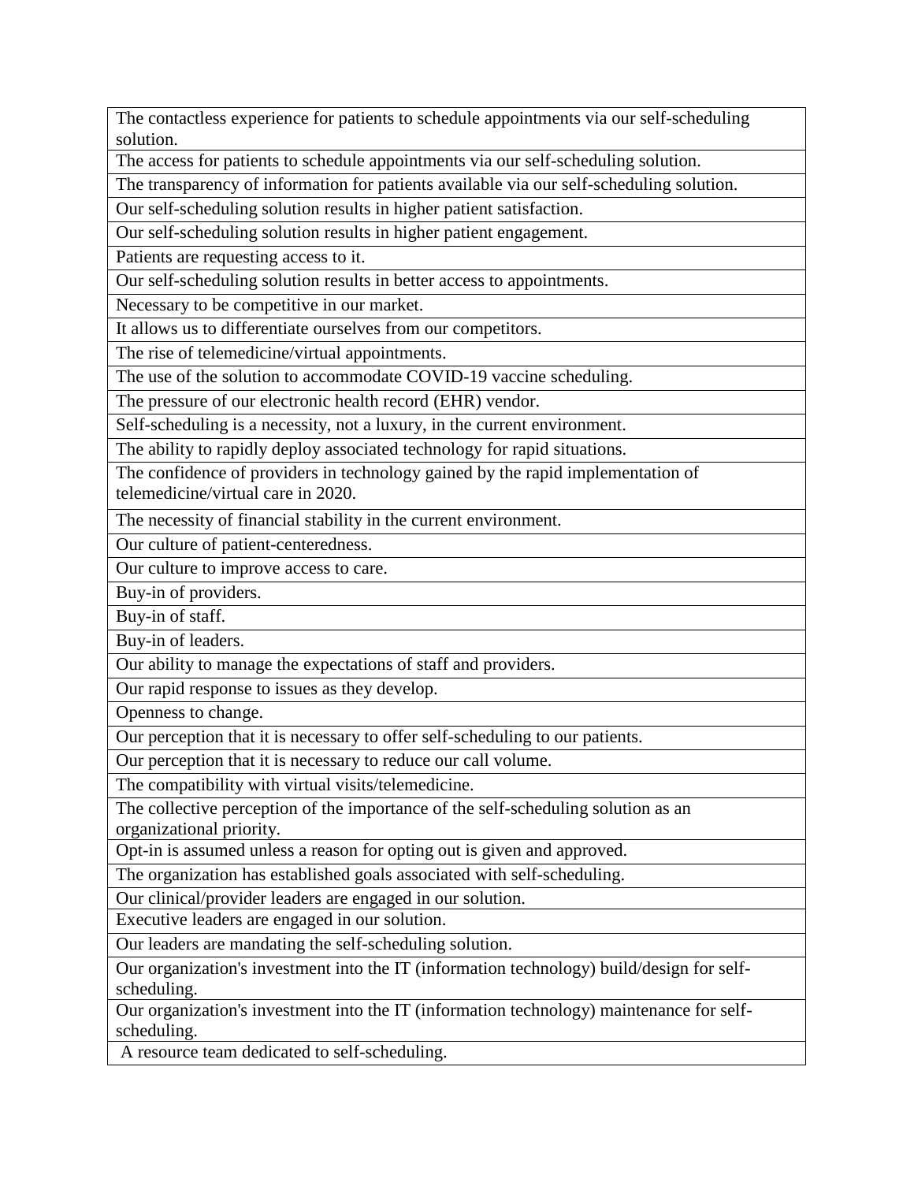| The contactless experience for patients to schedule appointments via our self-scheduling solution. |
|---|
| The access for patients to schedule appointments via our self-scheduling solution. |
| The transparency of information for patients available via our self-scheduling solution. |
| Our self-scheduling solution results in higher patient satisfaction. |
| Our self-scheduling solution results in higher patient engagement. |
| Patients are requesting access to it. |
| Our self-scheduling solution results in better access to appointments. |
| Necessary to be competitive in our market. |
| It allows us to differentiate ourselves from our competitors. |
| The rise of telemedicine/virtual appointments. |
| The use of the solution to accommodate COVID-19 vaccine scheduling. |
| The pressure of our electronic health record (EHR) vendor. |
| Self-scheduling is a necessity, not a luxury, in the current environment. |
| The ability to rapidly deploy associated technology for rapid situations. |
| The confidence of providers in technology gained by the rapid implementation of telemedicine/virtual care in 2020. |
| The necessity of financial stability in the current environment. |
| Our culture of patient-centeredness. |
| Our culture to improve access to care. |
| Buy-in of providers. |
| Buy-in of staff. |
| Buy-in of leaders. |
| Our ability to manage the expectations of staff and providers. |
| Our rapid response to issues as they develop. |
| Openness to change. |
| Our perception that it is necessary to offer self-scheduling to our patients. |
| Our perception that it is necessary to reduce our call volume. |
| The compatibility with virtual visits/telemedicine. |
| The collective perception of the importance of the self-scheduling solution as an organizational priority. |
| Opt-in is assumed unless a reason for opting out is given and approved. |
| The organization has established goals associated with self-scheduling. |
| Our clinical/provider leaders are engaged in our solution. |
| Executive leaders are engaged in our solution. |
| Our leaders are mandating the self-scheduling solution. |
| Our organization's investment into the IT (information technology) build/design for self-scheduling. |
| Our organization's investment into the IT (information technology) maintenance for self-scheduling. |
| A resource team dedicated to self-scheduling. |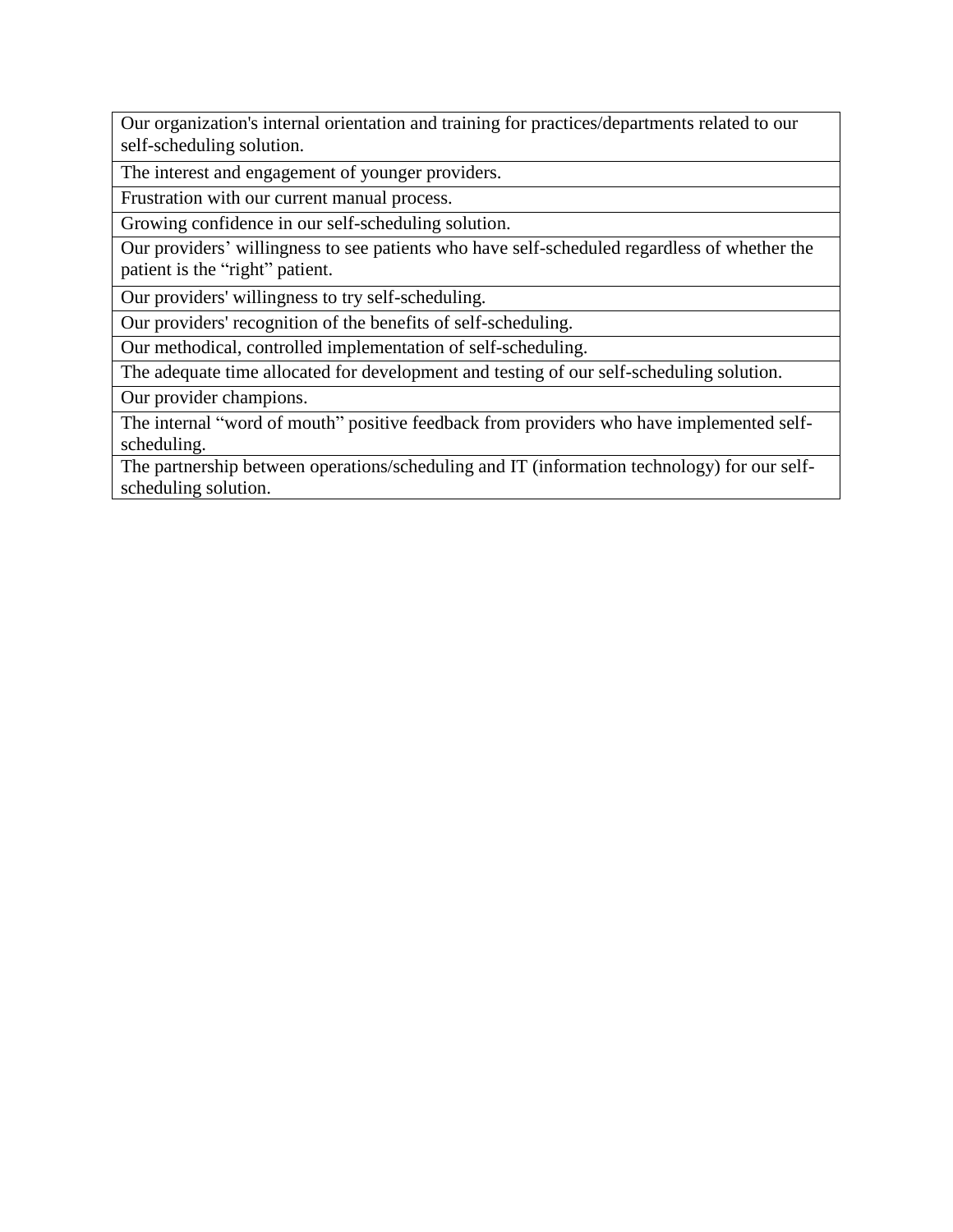| |
|---|
| Our organization's internal orientation and training for practices/departments related to our self-scheduling solution. |
| The interest and engagement of younger providers. |
| Frustration with our current manual process. |
| Growing confidence in our self-scheduling solution. |
| Our providers’ willingness to see patients who have self-scheduled regardless of whether the patient is the “right” patient. |
| Our providers' willingness to try self-scheduling. |
| Our providers' recognition of the benefits of self-scheduling. |
| Our methodical, controlled implementation of self-scheduling. |
| The adequate time allocated for development and testing of our self-scheduling solution. |
| Our provider champions. |
| The internal “word of mouth” positive feedback from providers who have implemented self-scheduling. |
| The partnership between operations/scheduling and IT (information technology) for our self-scheduling solution. |